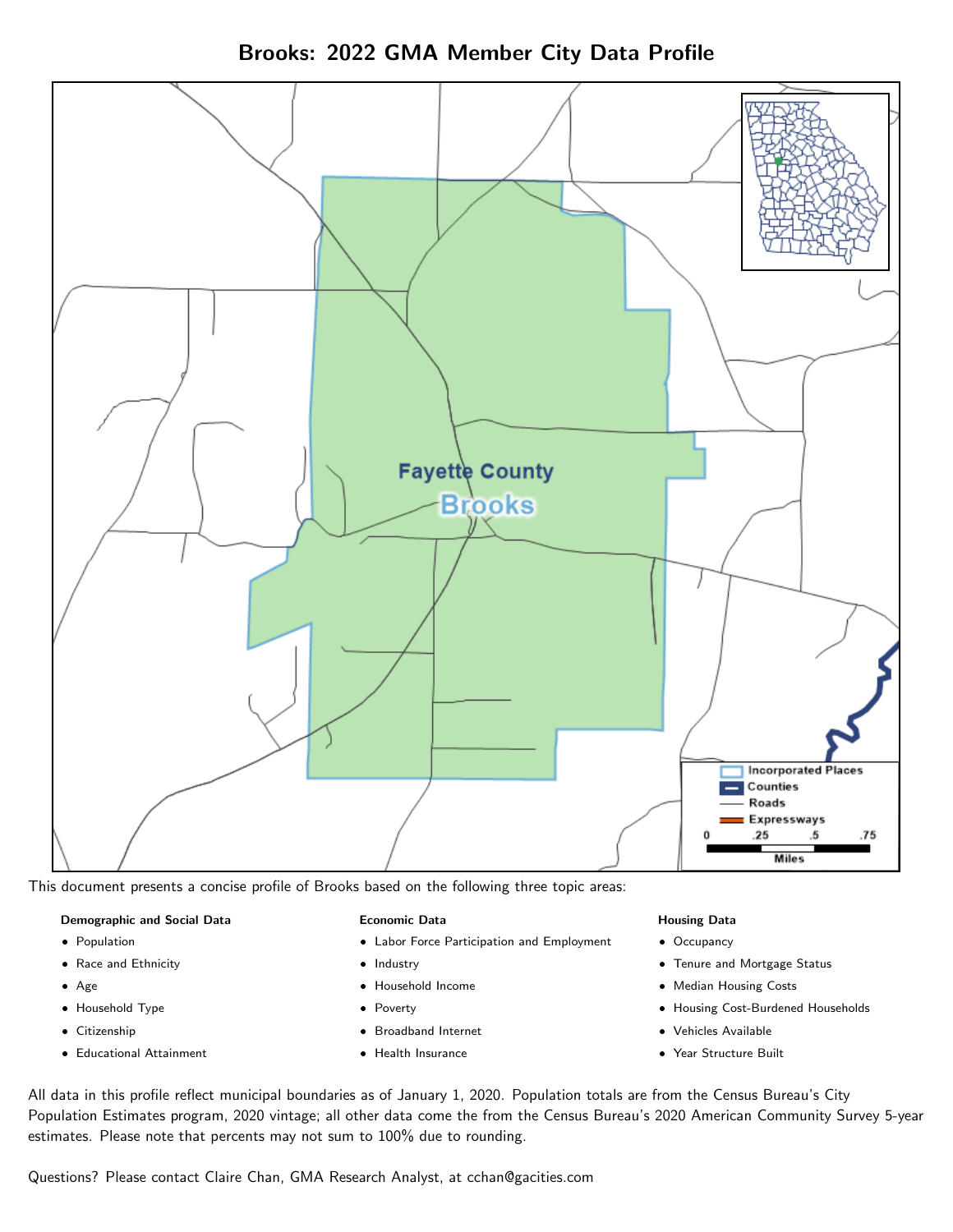# Brooks: 2022 GMA Member City Data Profile

Fayette County

Brooks

Incorporated Places
Counties
Roads
Expressways

0 .25 .5 .75
Miles

This document presents a concise profile of Brooks based on the following three topic areas:

**Demographic and Social Data**

- Population
- Race and Ethnicity
- Age
- Household Type
- Citizenship
- Educational Attainment

**Economic Data**

- Labor Force Participation and Employment
- Industry
- Household Income
- Poverty
- Broadband Internet
- Health Insurance

**Housing Data**

- Occupancy
- Tenure and Mortgage Status
- Median Housing Costs
- Housing Cost-Burdened Households
- Vehicles Available
- Year Structure Built

All data in this profile reflect municipal boundaries as of January 1, 2020. Population totals are from the Census Bureau's City Population Estimates program, 2020 vintage; all other data come the from the Census Bureau's 2020 American Community Survey 5-year estimates. Please note that percents may not sum to 100% due to rounding.

Questions? Please contact Claire Chan, GMA Research Analyst, at cchan@gacities.com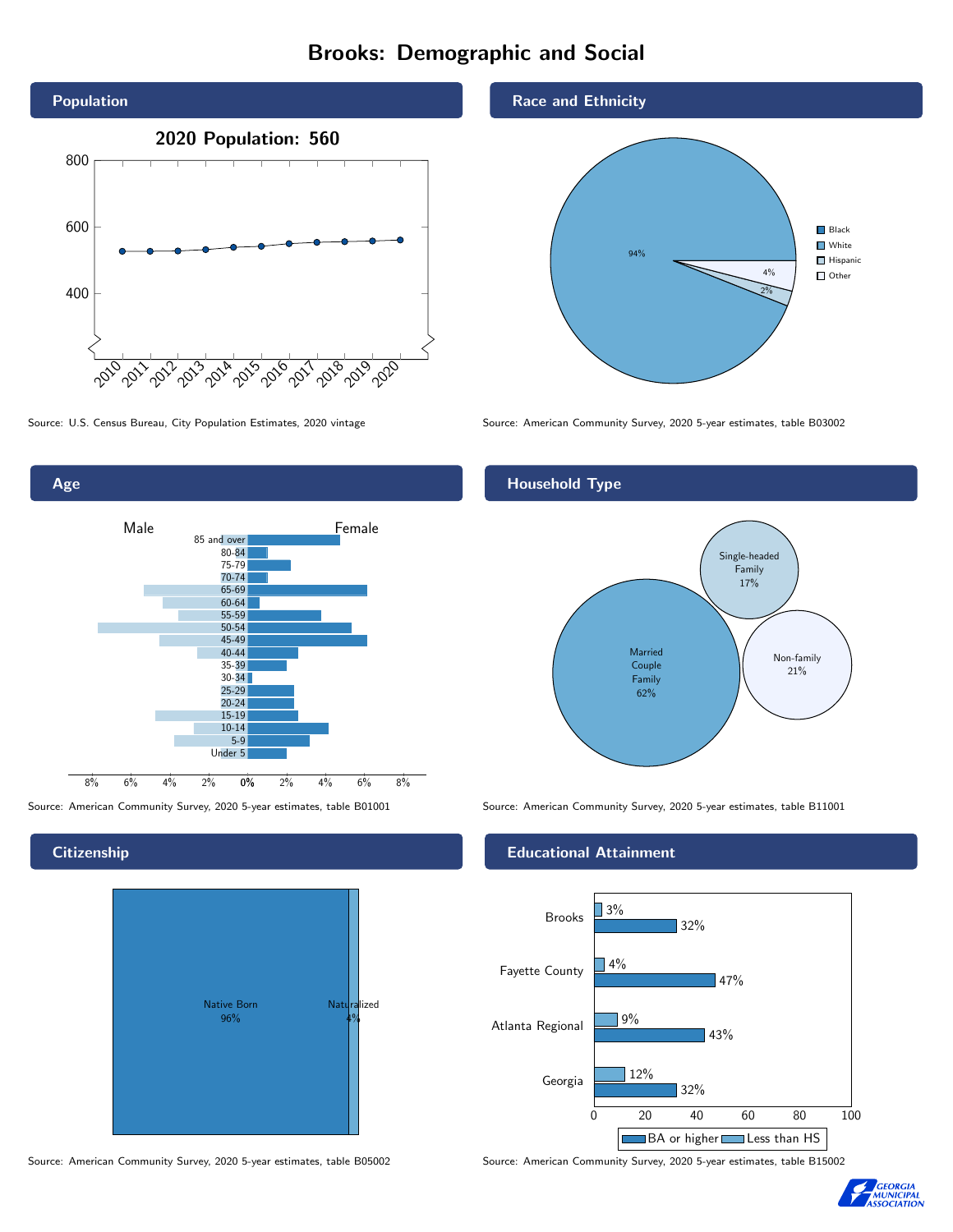# Brooks: Demographic and Social

## Population

2020 Population: 560

800
600
400

2010 2011 2012 2013 2014 2015 2016 2017 2018 2019 2020

Source: U.S. Census Bureau, City Population Estimates, 2020 vintage

## Race and Ethnicity

94%
4%
2%

Black
White
Hispanic
Other

Source: American Community Survey, 2020 5-year estimates, table B03002

## Age

Male
Female

85 and over
80-84
75-79
70-74
65-69
60-64
55-59
50-54
45-49
40-44
35-39
30-34
25-29
20-24
15-19
10-14
5-9
Under 5

8% 6% 4% 2% 0% 2% 4% 6% 8%

Source: American Community Survey, 2020 5-year estimates, table B01001

## Household Type

Single-headed Family 17%
Married Couple Family 62%
Non-family 21%

Source: American Community Survey, 2020 5-year estimates, table B11001

## Citizenship

Native Born 96%
Naturalized 4%

Source: American Community Survey, 2020 5-year estimates, table B05002

## Educational Attainment

Brooks
3%
32%

Fayette County
4%
47%

Atlanta Regional
9%
43%

Georgia
12%
32%

0 20 40 60 80 100

BA or higher
Less than HS

Source: American Community Survey, 2020 5-year estimates, table B15002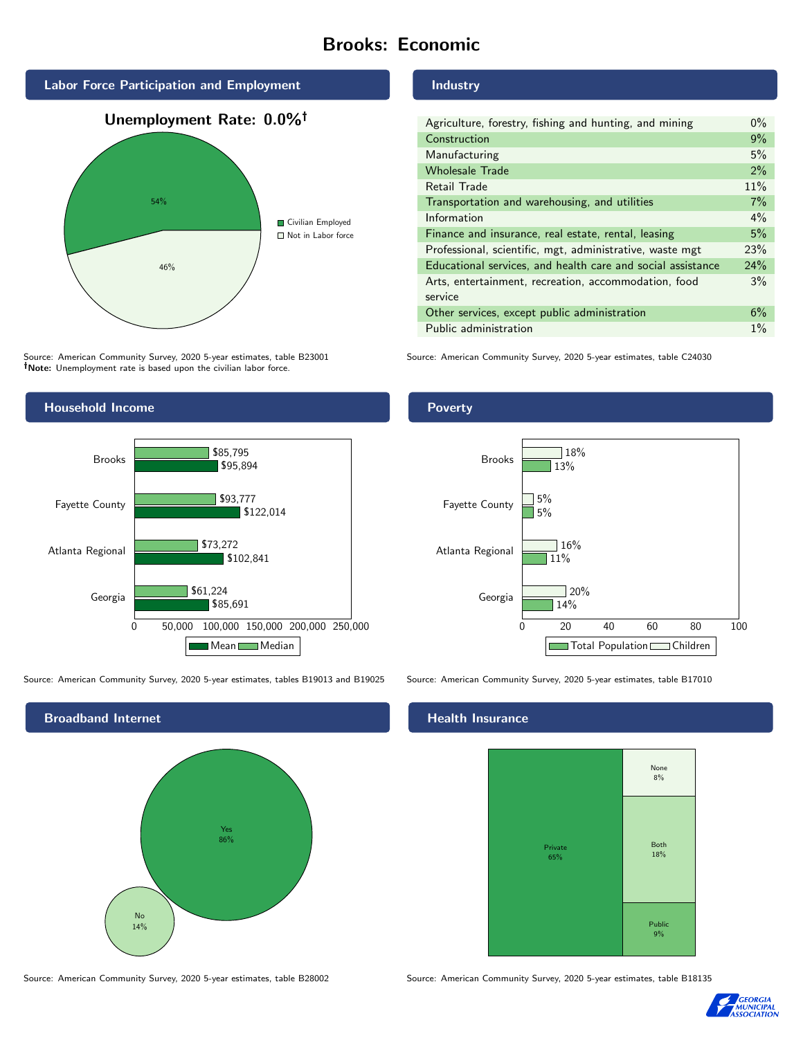# Brooks: Economic

## Labor Force Participation and Employment

**Unemployment Rate: 0.0%†**

54%
46%
Civilian Employed
Not in Labor force

Source: American Community Survey, 2020 5-year estimates, table B23001
**†Note:** Unemployment rate is based upon the civilian labor force.

## Industry

| | |
|---|---|
| Agriculture, forestry, fishing and hunting, and mining | 0% |
| Construction | 9% |
| Manufacturing | 5% |
| Wholesale Trade | 2% |
| Retail Trade | 11% |
| Transportation and warehousing, and utilities | 7% |
| Information | 4% |
| Finance and insurance, real estate, rental, leasing | 5% |
| Professional, scientific, mgt, administrative, waste mgt | 23% |
| Educational services, and health care and social assistance | 24% |
| Arts, entertainment, recreation, accommodation, food service | 3% |
| Other services, except public administration | 6% |
| Public administration | 1% |

Source: American Community Survey, 2020 5-year estimates, table C24030

## Household Income

Brooks
$85,795
$95,894
Fayette County
$93,777
$122,014
Atlanta Regional
$73,272
$102,841
Georgia
$61,224
$85,691

0 50,000 100,000 150,000 200,000 250,000

Mean Median

Source: American Community Survey, 2020 5-year estimates, tables B19013 and B19025

## Poverty

Brooks
18%
13%
Fayette County
5%
5%
Atlanta Regional
16%
11%
Georgia
20%
14%

0 20 40 60 80 100

Total Population Children

Source: American Community Survey, 2020 5-year estimates, table B17010

## Broadband Internet

Yes
86%
No
14%

Source: American Community Survey, 2020 5-year estimates, table B28002

## Health Insurance

Private
65%
None
8%
Both
18%
Public
9%

Source: American Community Survey, 2020 5-year estimates, table B18135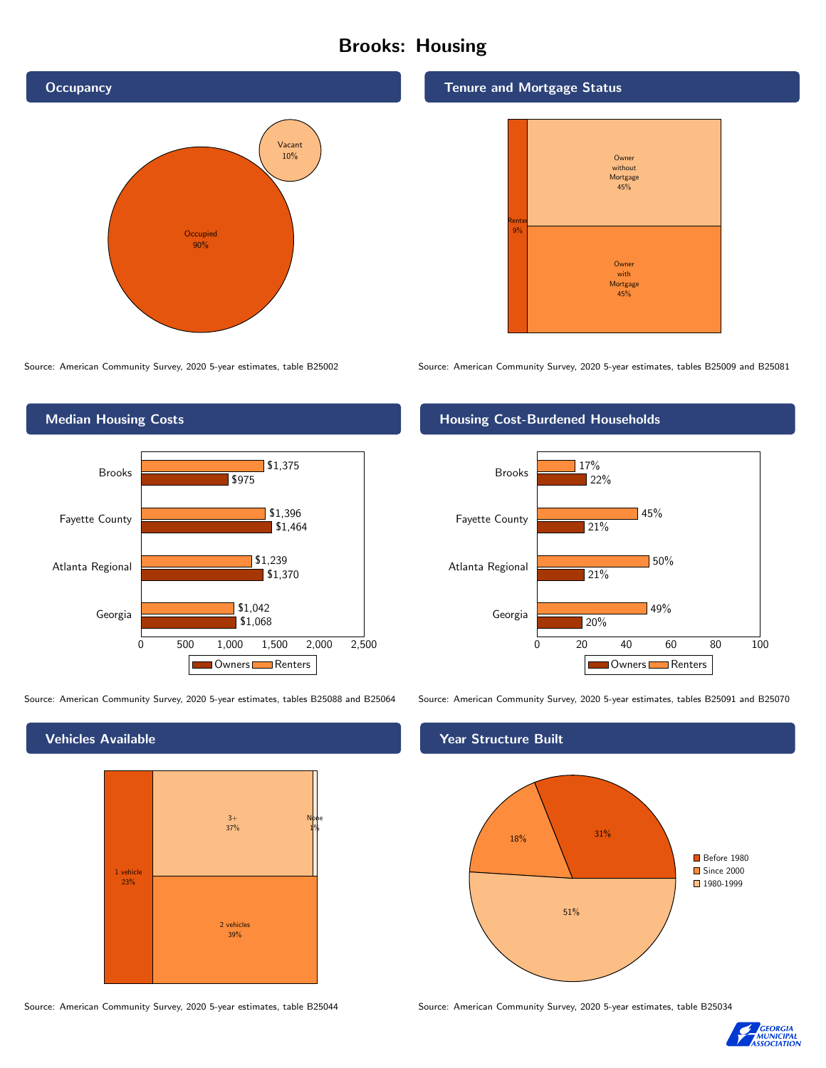# Brooks: Housing

## Occupancy

Vacant
10%

Occupied
90%

Source: American Community Survey, 2020 5-year estimates, table B25002

## Tenure and Mortgage Status

Renter
9%

Owner without Mortgage
45%

Owner with Mortgage
45%

Source: American Community Survey, 2020 5-year estimates, tables B25009 and B25081

## Median Housing Costs

Brooks
$1,375
$975

Fayette County
$1,396
$1,464

Atlanta Regional
$1,239
$1,370

Georgia
$1,042
$1,068

0 500 1,000 1,500 2,000 2,500

Owners Renters

Source: American Community Survey, 2020 5-year estimates, tables B25088 and B25064

## Housing Cost-Burdened Households

Brooks
17%
22%

Fayette County
45%
21%

Atlanta Regional
50%
21%

Georgia
49%
20%

0 20 40 60 80 100

Owners Renters

Source: American Community Survey, 2020 5-year estimates, tables B25091 and B25070

## Vehicles Available

1 vehicle
23%

3+
37%

None
1%

2 vehicles
39%

Source: American Community Survey, 2020 5-year estimates, table B25044

## Year Structure Built

31%
18%
51%

Before 1980
Since 2000
1980-1999

Source: American Community Survey, 2020 5-year estimates, table B25034